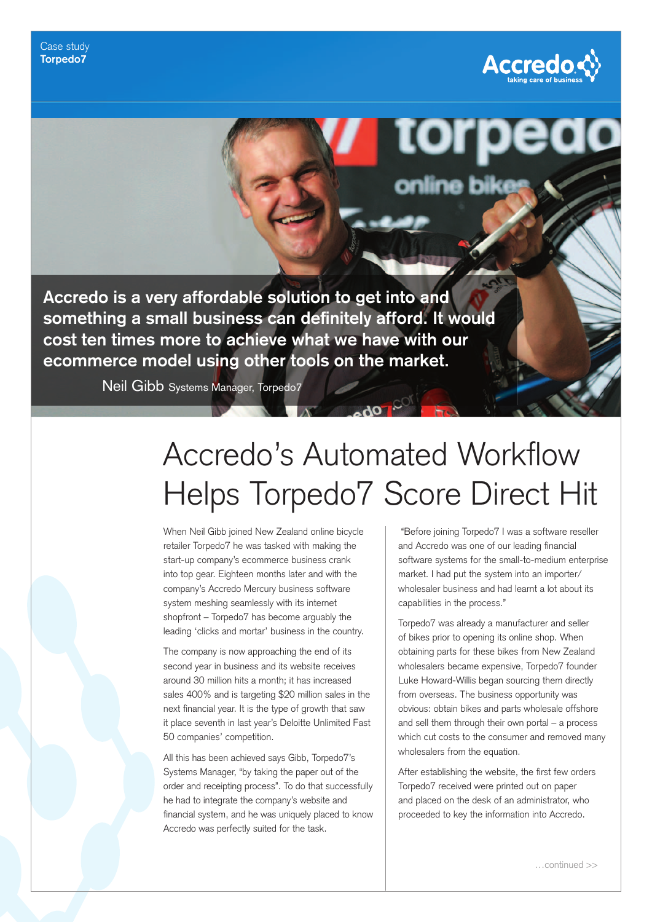Case study
**Torpedo7**

**Accredo is a very affordable solution to get into and something a small business can definitely afford. It would cost ten times more to achieve what we have with our ecommerce model using other tools on the market.**

Neil Gibb Systems Manager, Torpedo7

# Accredo's Automated Workflow Helps Torpedo7 Score Direct Hit

When Neil Gibb joined New Zealand online bicycle retailer Torpedo7 he was tasked with making the start-up company's ecommerce business crank into top gear. Eighteen months later and with the company's Accredo Mercury business software system meshing seamlessly with its internet shopfront – Torpedo7 has become arguably the leading 'clicks and mortar' business in the country.

The company is now approaching the end of its second year in business and its website receives around 30 million hits a month; it has increased sales 400% and is targeting $20 million sales in the next financial year. It is the type of growth that saw it place seventh in last year's Deloitte Unlimited Fast 50 companies' competition.

All this has been achieved says Gibb, Torpedo7's Systems Manager, "by taking the paper out of the order and receipting process". To do that successfully he had to integrate the company's website and financial system, and he was uniquely placed to know Accredo was perfectly suited for the task.

"Before joining Torpedo7 I was a software reseller and Accredo was one of our leading financial software systems for the small-to-medium enterprise market. I had put the system into an importer/wholesaler business and had learnt a lot about its capabilities in the process."

Torpedo7 was already a manufacturer and seller of bikes prior to opening its online shop. When obtaining parts for these bikes from New Zealand wholesalers became expensive, Torpedo7 founder Luke Howard-Willis began sourcing them directly from overseas. The business opportunity was obvious: obtain bikes and parts wholesale offshore and sell them through their own portal – a process which cut costs to the consumer and removed many wholesalers from the equation.

After establishing the website, the first few orders Torpedo7 received were printed out on paper and placed on the desk of an administrator, who proceeded to key the information into Accredo.

…continued >>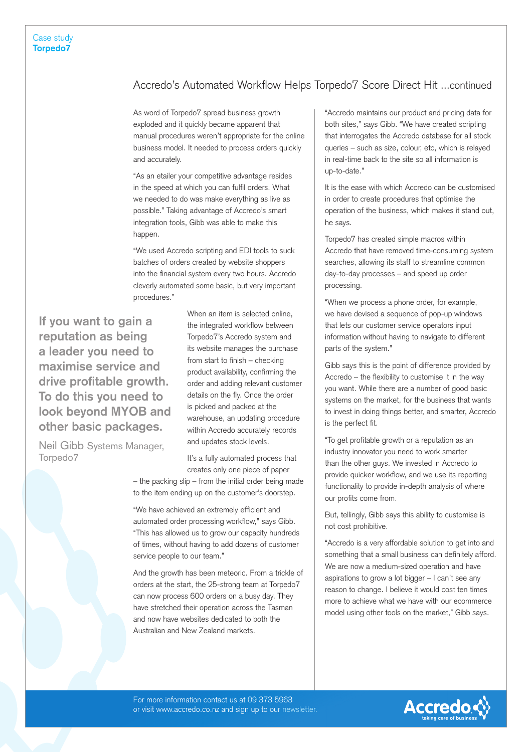Case study
**Torpedo7**

# Accredo's Automated Workflow Helps Torpedo7 Score Direct Hit ...continued

As word of Torpedo7 spread business growth exploded and it quickly became apparent that manual procedures weren't appropriate for the online business model. It needed to process orders quickly and accurately.

"As an etailer your competitive advantage resides in the speed at which you can fulfil orders. What we needed to do was make everything as live as possible." Taking advantage of Accredo's smart integration tools, Gibb was able to make this happen.

"We used Accredo scripting and EDI tools to suck batches of orders created by website shoppers into the financial system every two hours. Accredo cleverly automated some basic, but very important procedures."

**If you want to gain a reputation as being a leader you need to maximise service and drive profitable growth. To do this you need to look beyond MYOB and other basic packages.**

Neil Gibb Systems Manager, Torpedo7

When an item is selected online, the integrated workflow between Torpedo7's Accredo system and its website manages the purchase from start to finish – checking product availability, confirming the order and adding relevant customer details on the fly. Once the order is picked and packed at the warehouse, an updating procedure within Accredo accurately records and updates stock levels.

It's a fully automated process that creates only one piece of paper – the packing slip – from the initial order being made to the item ending up on the customer's doorstep.

"We have achieved an extremely efficient and automated order processing workflow," says Gibb. "This has allowed us to grow our capacity hundreds of times, without having to add dozens of customer service people to our team."

And the growth has been meteoric. From a trickle of orders at the start, the 25-strong team at Torpedo7 can now process 600 orders on a busy day. They have stretched their operation across the Tasman and now have websites dedicated to both the Australian and New Zealand markets.

"Accredo maintains our product and pricing data for both sites," says Gibb. "We have created scripting that interrogates the Accredo database for all stock queries – such as size, colour, etc, which is relayed in real-time back to the site so all information is up-to-date."

It is the ease with which Accredo can be customised in order to create procedures that optimise the operation of the business, which makes it stand out, he says.

Torpedo7 has created simple macros within Accredo that have removed time-consuming system searches, allowing its staff to streamline common day-to-day processes – and speed up order processing.

"When we process a phone order, for example, we have devised a sequence of pop-up windows that lets our customer service operators input information without having to navigate to different parts of the system."

Gibb says this is the point of difference provided by Accredo – the flexibility to customise it in the way you want. While there are a number of good basic systems on the market, for the business that wants to invest in doing things better, and smarter, Accredo is the perfect fit.

"To get profitable growth or a reputation as an industry innovator you need to work smarter than the other guys. We invested in Accredo to provide quicker workflow, and we use its reporting functionality to provide in-depth analysis of where our profits come from.

But, tellingly, Gibb says this ability to customise is not cost prohibitive.

"Accredo is a very affordable solution to get into and something that a small business can definitely afford. We are now a medium-sized operation and have aspirations to grow a lot bigger – I can't see any reason to change. I believe it would cost ten times more to achieve what we have with our ecommerce model using other tools on the market," Gibb says.

For more information contact us at 09 373 5963
or visit www.accredo.co.nz and sign up to our newsletter.

Accredo taking care of business